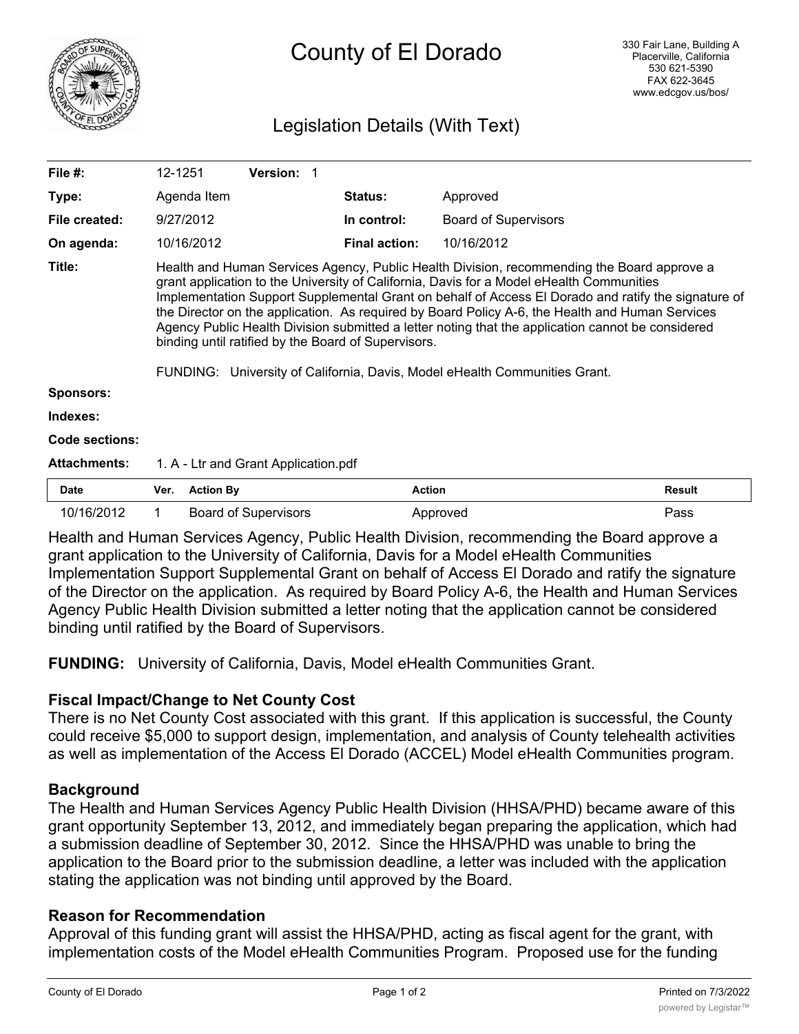# County of El Dorado

330 Fair Lane, Building A
Placerville, California
530 621-5390
FAX 622-3645
www.edcgov.us/bos/

## Legislation Details (With Text)

| | | | |
|---|---|---|---|
| **File #:** | 12-1251 **Version:** 1 | | |
| **Type:** | Agenda Item | **Status:** | Approved |
| **File created:** | 9/27/2012 | **In control:** | Board of Supervisors |
| **On agenda:** | 10/16/2012 | **Final action:** | 10/16/2012 |

**Title:** Health and Human Services Agency, Public Health Division, recommending the Board approve a grant application to the University of California, Davis for a Model eHealth Communities Implementation Support Supplemental Grant on behalf of Access El Dorado and ratify the signature of the Director on the application. As required by Board Policy A-6, the Health and Human Services Agency Public Health Division submitted a letter noting that the application cannot be considered binding until ratified by the Board of Supervisors.

FUNDING: University of California, Davis, Model eHealth Communities Grant.

**Sponsors:**

**Indexes:**

**Code sections:**

**Attachments:** 1. A - Ltr and Grant Application.pdf

| Date | Ver. | Action By | Action | Result |
|---|---|---|---|---|
| 10/16/2012 | 1 | Board of Supervisors | Approved | Pass |

Health and Human Services Agency, Public Health Division, recommending the Board approve a grant application to the University of California, Davis for a Model eHealth Communities Implementation Support Supplemental Grant on behalf of Access El Dorado and ratify the signature of the Director on the application. As required by Board Policy A-6, the Health and Human Services Agency Public Health Division submitted a letter noting that the application cannot be considered binding until ratified by the Board of Supervisors.

**FUNDING:** University of California, Davis, Model eHealth Communities Grant.

### Fiscal Impact/Change to Net County Cost

There is no Net County Cost associated with this grant. If this application is successful, the County could receive $5,000 to support design, implementation, and analysis of County telehealth activities as well as implementation of the Access El Dorado (ACCEL) Model eHealth Communities program.

### Background

The Health and Human Services Agency Public Health Division (HHSA/PHD) became aware of this grant opportunity September 13, 2012, and immediately began preparing the application, which had a submission deadline of September 30, 2012. Since the HHSA/PHD was unable to bring the application to the Board prior to the submission deadline, a letter was included with the application stating the application was not binding until approved by the Board.

### Reason for Recommendation

Approval of this funding grant will assist the HHSA/PHD, acting as fiscal agent for the grant, with implementation costs of the Model eHealth Communities Program. Proposed use for the funding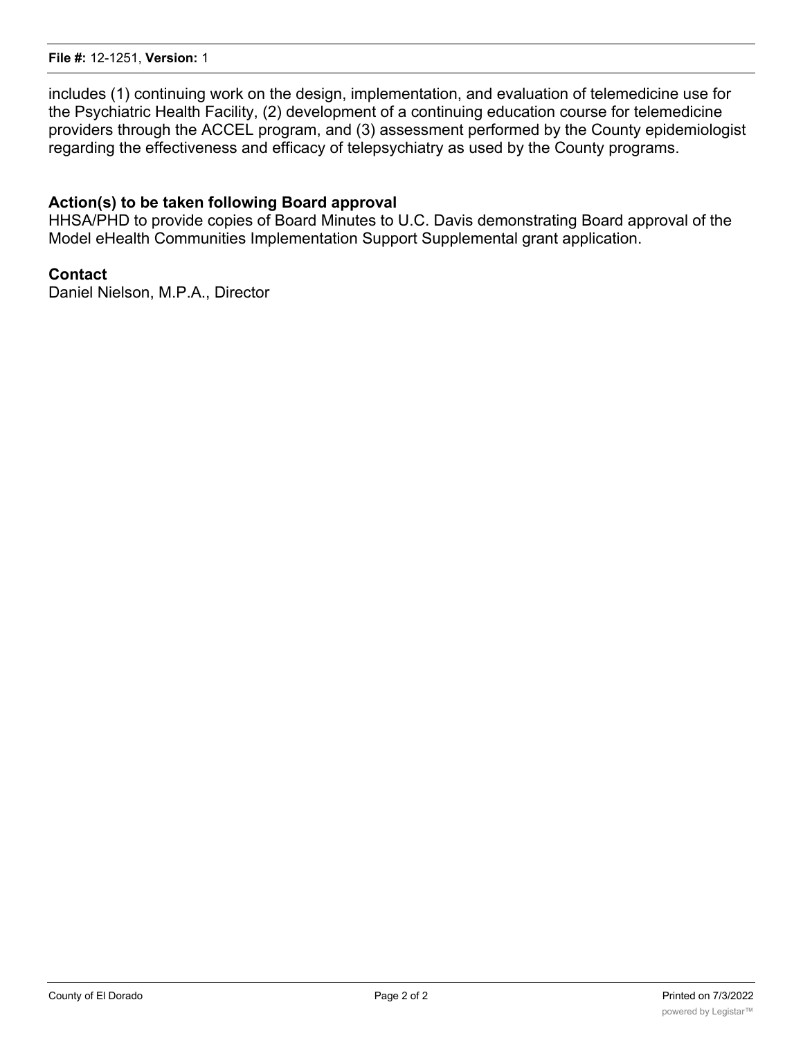includes (1) continuing work on the design, implementation, and evaluation of telemedicine use for the Psychiatric Health Facility, (2) development of a continuing education course for telemedicine providers through the ACCEL program, and (3) assessment performed by the County epidemiologist regarding the effectiveness and efficacy of telepsychiatry as used by the County programs.

## Action(s) to be taken following Board approval

HHSA/PHD to provide copies of Board Minutes to U.C. Davis demonstrating Board approval of the Model eHealth Communities Implementation Support Supplemental grant application.

## Contact

Daniel Nielson, M.P.A., Director